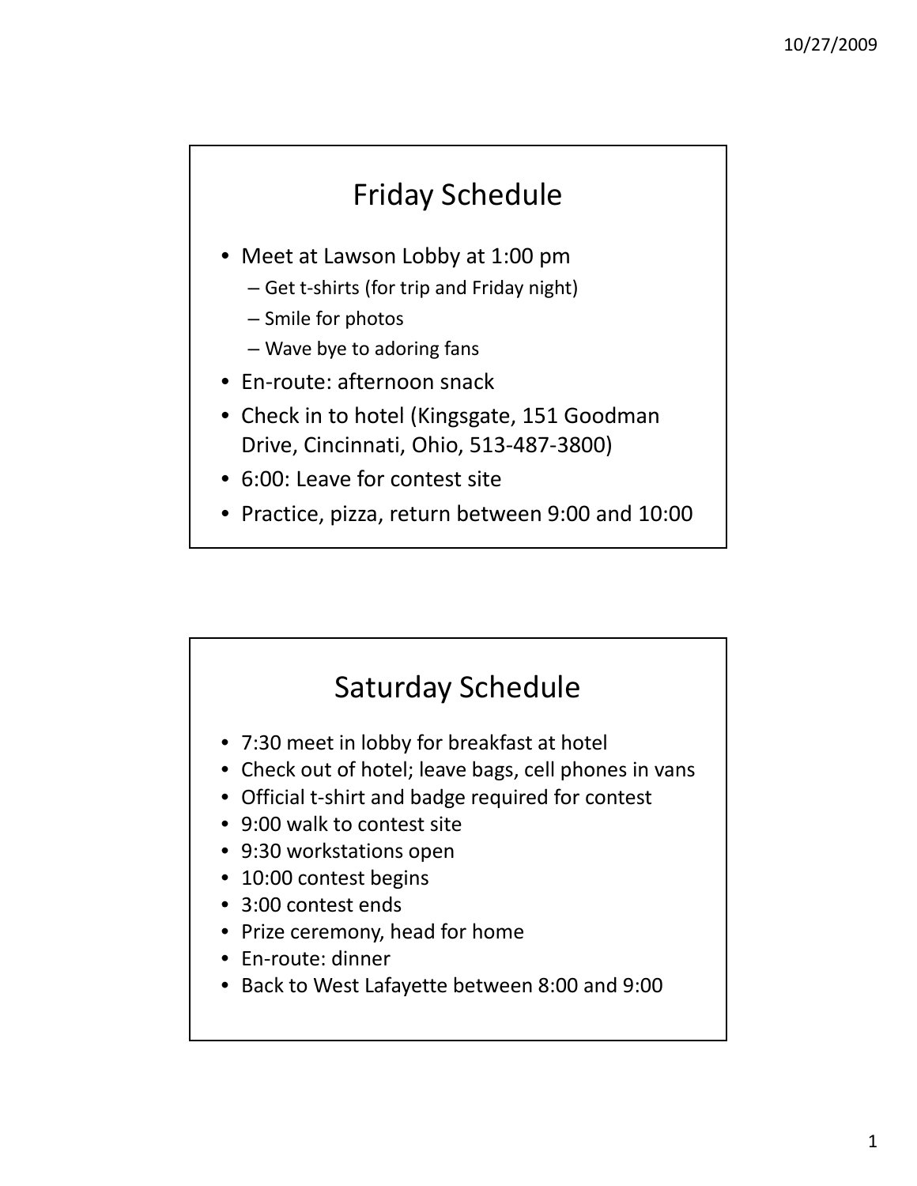## Friday Schedule

- Meet at Lawson Lobby at 1:00 pm
  - Get t-shirts (for trip and Friday night)
  - Smile for photos
  - Wave bye to adoring fans
- En-route: afternoon snack
- Check in to hotel (Kingsgate, 151 Goodman Drive, Cincinnati, Ohio, 513-487-3800)
- 6:00: Leave for contest site
- Practice, pizza, return between 9:00 and 10:00

## Saturday Schedule

- 7:30 meet in lobby for breakfast at hotel
- Check out of hotel; leave bags, cell phones in vans
- Official t-shirt and badge required for contest
- 9:00 walk to contest site
- 9:30 workstations open
- 10:00 contest begins
- 3:00 contest ends
- Prize ceremony, head for home
- En-route: dinner
- Back to West Lafayette between 8:00 and 9:00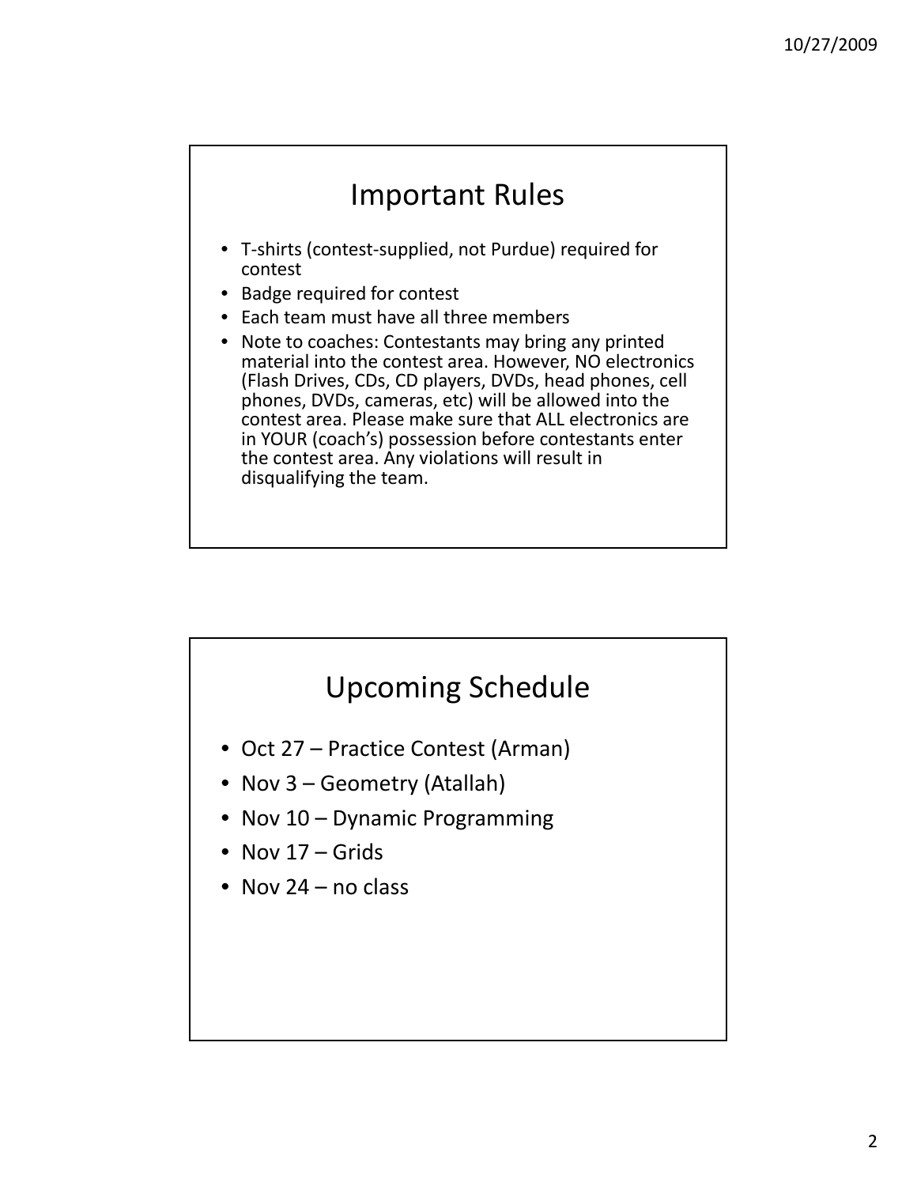## Important Rules

- T-shirts (contest-supplied, not Purdue) required for contest
- Badge required for contest
- Each team must have all three members
- Note to coaches: Contestants may bring any printed material into the contest area. However, NO electronics (Flash Drives, CDs, CD players, DVDs, head phones, cell phones, DVDs, cameras, etc) will be allowed into the contest area. Please make sure that ALL electronics are in YOUR (coach's) possession before contestants enter the contest area. Any violations will result in disqualifying the team.

## Upcoming Schedule

- Oct 27 – Practice Contest (Arman)
- Nov 3 – Geometry (Atallah)
- Nov 10 – Dynamic Programming
- Nov 17 – Grids
- Nov 24 – no class